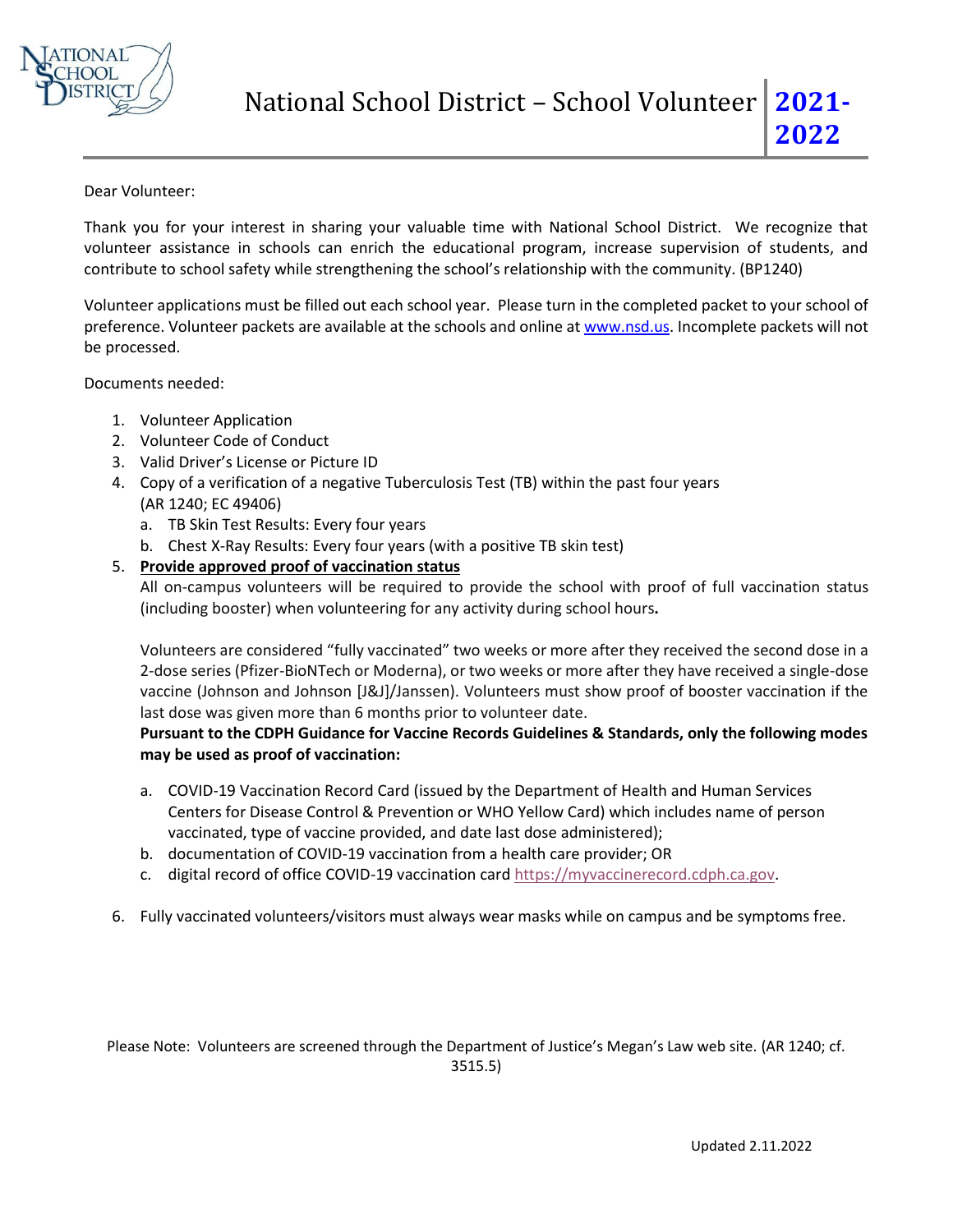# National School District – School Volunteer 2021-2022

Dear Volunteer:

Thank you for your interest in sharing your valuable time with National School District. We recognize that volunteer assistance in schools can enrich the educational program, increase supervision of students, and contribute to school safety while strengthening the school's relationship with the community. (BP1240)

Volunteer applications must be filled out each school year. Please turn in the completed packet to your school of preference. Volunteer packets are available at the schools and online at [www.nsd.us](http://www.nsd.us). Incomplete packets will not be processed.

Documents needed:

1. Volunteer Application
2. Volunteer Code of Conduct
3. Valid Driver's License or Picture ID
4. Copy of a verification of a negative Tuberculosis Test (TB) within the past four years (AR 1240; EC 49406)
   a. TB Skin Test Results: Every four years
   b. Chest X-Ray Results: Every four years (with a positive TB skin test)
5. **Provide approved proof of vaccination status**
   All on-campus volunteers will be required to provide the school with proof of full vaccination status (including booster) when volunteering for any activity during school hours**.**

   Volunteers are considered "fully vaccinated" two weeks or more after they received the second dose in a 2-dose series (Pfizer-BioNTech or Moderna), or two weeks or more after they have received a single-dose vaccine (Johnson and Johnson [J&J]/Janssen). Volunteers must show proof of booster vaccination if the last dose was given more than 6 months prior to volunteer date.
   **Pursuant to the CDPH Guidance for Vaccine Records Guidelines & Standards, only the following modes may be used as proof of vaccination:**

   a. COVID-19 Vaccination Record Card (issued by the Department of Health and Human Services Centers for Disease Control & Prevention or WHO Yellow Card) which includes name of person vaccinated, type of vaccine provided, and date last dose administered);
   b. documentation of COVID-19 vaccination from a health care provider; OR
   c. digital record of office COVID-19 vaccination card [https://myvaccinerecord.cdph.ca.gov](https://myvaccinerecord.cdph.ca.gov).

6. Fully vaccinated volunteers/visitors must always wear masks while on campus and be symptoms free.

Please Note: Volunteers are screened through the Department of Justice's Megan's Law web site. (AR 1240; cf. 3515.5)

Updated 2.11.2022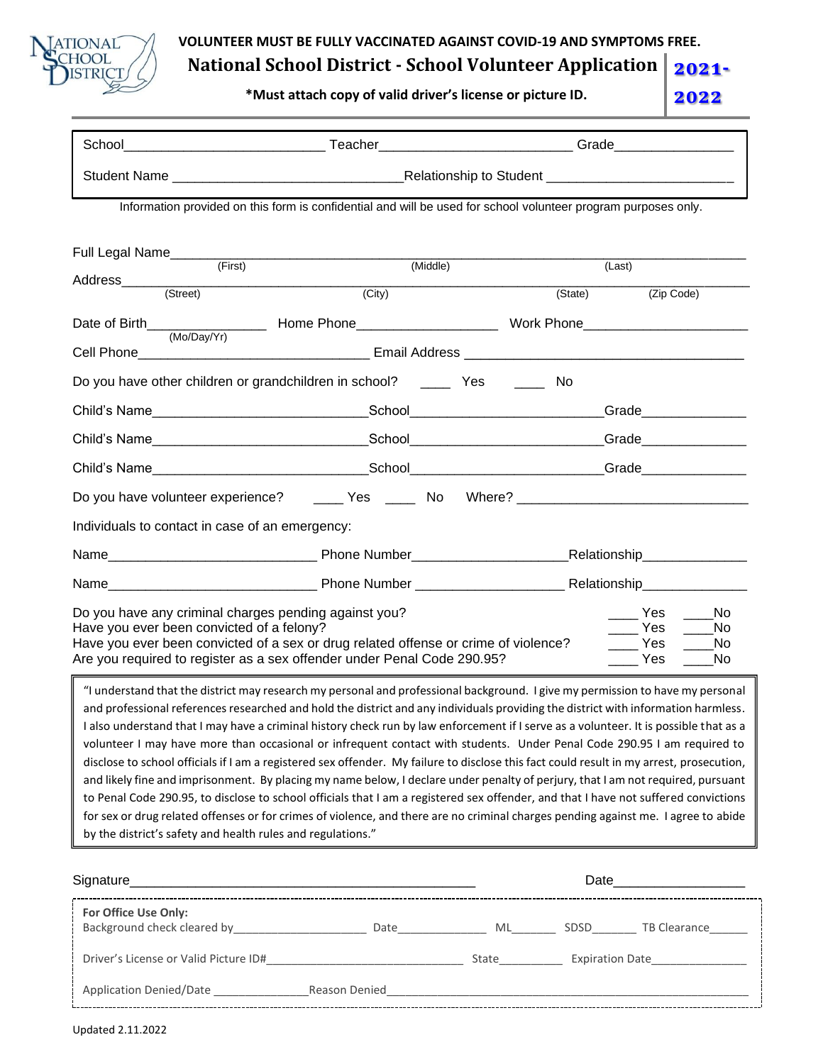**VOLUNTEER MUST BE FULLY VACCINATED AGAINST COVID-19 AND SYMPTOMS FREE.**

# National School District - School Volunteer Application 2021-2022

**\*Must attach copy of valid driver's license or picture ID.**

School__________________________ Teacher________________________ Grade_______________

Student Name _____________________________Relationship to Student _______________________

Information provided on this form is confidential and will be used for school volunteer program purposes only.

Full Legal Name________________________________________________________________________
(First) (Middle) (Last)

Address_________________________________________________________________________________
(Street) (City) (State) (Zip Code)

Date of Birth_______________ Home Phone__________________ Work Phone_____________________
(Mo/Day/Yr)

Cell Phone______________________________ Email Address ____________________________________

Do you have other children or grandchildren in school? ____ Yes ____ No

Child's Name___________________________School________________________Grade_____________

Child's Name___________________________School________________________Grade_____________

Child's Name___________________________School________________________Grade_____________

Do you have volunteer experience? ____ Yes ____ No Where? _____________________________

Individuals to contact in case of an emergency:

Name___________________________ Phone Number___________________Relationship_____________

Name___________________________ Phone Number ___________________ Relationship_____________

| | | |
|---|---|---|
| Do you have any criminal charges pending against you? | ____ Yes | ____No |
| Have you ever been convicted of a felony? | ____ Yes | ____No |
| Have you ever been convicted of a sex or drug related offense or crime of violence? | ____ Yes | ____No |
| Are you required to register as a sex offender under Penal Code 290.95? | ____ Yes | ____No |

"I understand that the district may research my personal and professional background. I give my permission to have my personal and professional references researched and hold the district and any individuals providing the district with information harmless. I also understand that I may have a criminal history check run by law enforcement if I serve as a volunteer. It is possible that as a volunteer I may have more than occasional or infrequent contact with students. Under Penal Code 290.95 I am required to disclose to school officials if I am a registered sex offender. My failure to disclose this fact could result in my arrest, prosecution, and likely fine and imprisonment. By placing my name below, I declare under penalty of perjury, that I am not required, pursuant to Penal Code 290.95, to disclose to school officials that I am a registered sex offender, and that I have not suffered convictions for sex or drug related offenses or for crimes of violence, and there are no criminal charges pending against me. I agree to abide by the district's safety and health rules and regulations."

Signature_____________________________________________ Date_________________

**For Office Use Only:**

Background check cleared by____________________ Date______________ ML_______ SDSD_______ TB Clearance______

Driver's License or Valid Picture ID#______________________________ State__________ Expiration Date_______________

Application Denied/Date ______________Reason Denied______________________________________________________

Updated 2.11.2022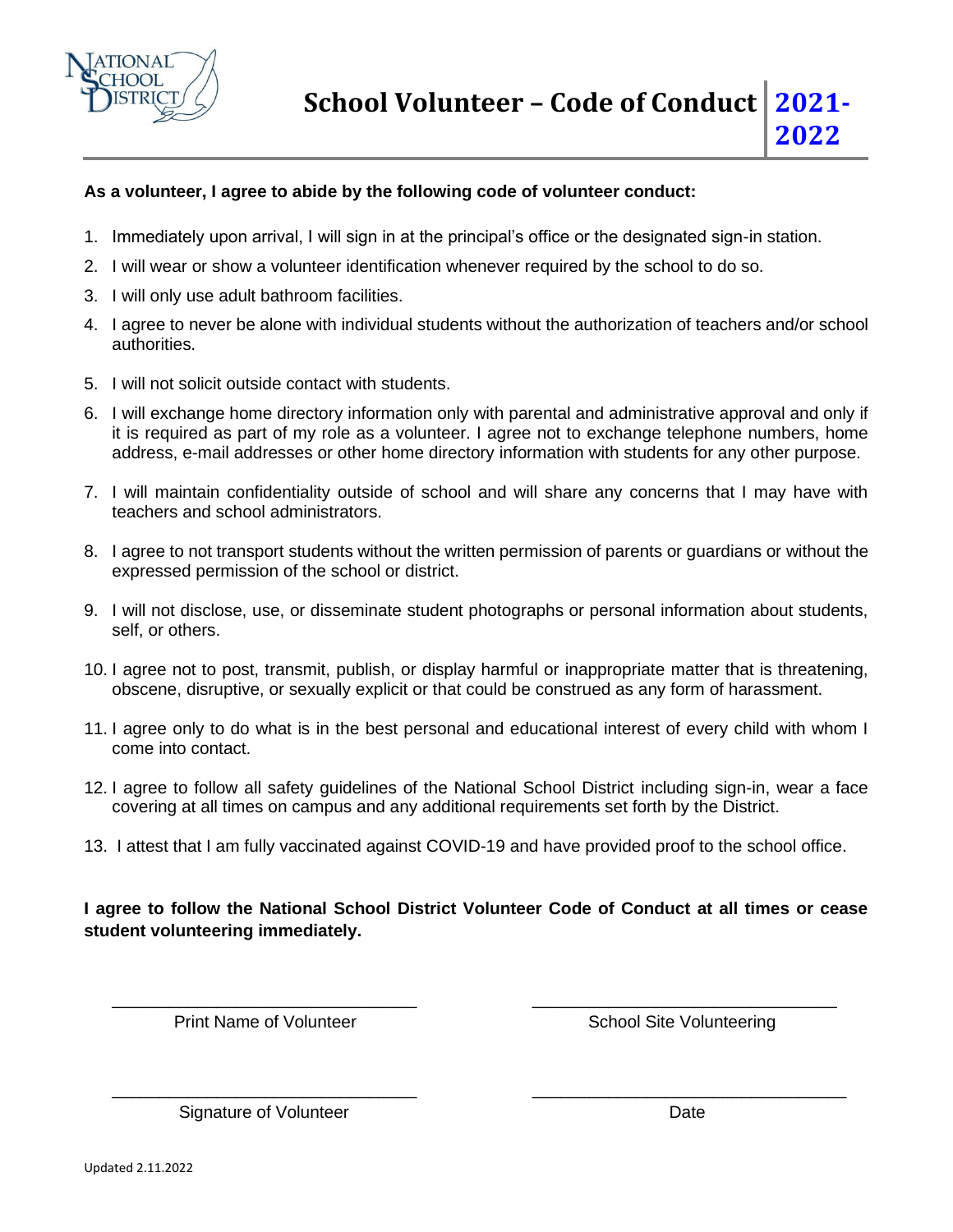# School Volunteer – Code of Conduct 2021-2022

**As a volunteer, I agree to abide by the following code of volunteer conduct:**

1. Immediately upon arrival, I will sign in at the principal's office or the designated sign-in station.
2. I will wear or show a volunteer identification whenever required by the school to do so.
3. I will only use adult bathroom facilities.
4. I agree to never be alone with individual students without the authorization of teachers and/or school authorities.
5. I will not solicit outside contact with students.
6. I will exchange home directory information only with parental and administrative approval and only if it is required as part of my role as a volunteer. I agree not to exchange telephone numbers, home address, e-mail addresses or other home directory information with students for any other purpose.
7. I will maintain confidentiality outside of school and will share any concerns that I may have with teachers and school administrators.
8. I agree to not transport students without the written permission of parents or guardians or without the expressed permission of the school or district.
9. I will not disclose, use, or disseminate student photographs or personal information about students, self, or others.
10. I agree not to post, transmit, publish, or display harmful or inappropriate matter that is threatening, obscene, disruptive, or sexually explicit or that could be construed as any form of harassment.
11. I agree only to do what is in the best personal and educational interest of every child with whom I come into contact.
12. I agree to follow all safety guidelines of the National School District including sign-in, wear a face covering at all times on campus and any additional requirements set forth by the District.
13. I attest that I am fully vaccinated against COVID-19 and have provided proof to the school office.

**I agree to follow the National School District Volunteer Code of Conduct at all times or cease student volunteering immediately.**

\_\_\_\_\_\_\_\_\_\_\_\_\_\_\_\_\_\_\_\_\_\_\_\_\_\_\_\_\_\_\_\_ Print Name of Volunteer

\_\_\_\_\_\_\_\_\_\_\_\_\_\_\_\_\_\_\_\_\_\_\_\_\_\_\_\_\_\_\_\_ School Site Volunteering

\_\_\_\_\_\_\_\_\_\_\_\_\_\_\_\_\_\_\_\_\_\_\_\_\_\_\_\_\_\_\_\_ Signature of Volunteer

\_\_\_\_\_\_\_\_\_\_\_\_\_\_\_\_\_\_\_\_\_\_\_\_\_\_\_\_\_\_\_\_ Date

Updated 2.11.2022